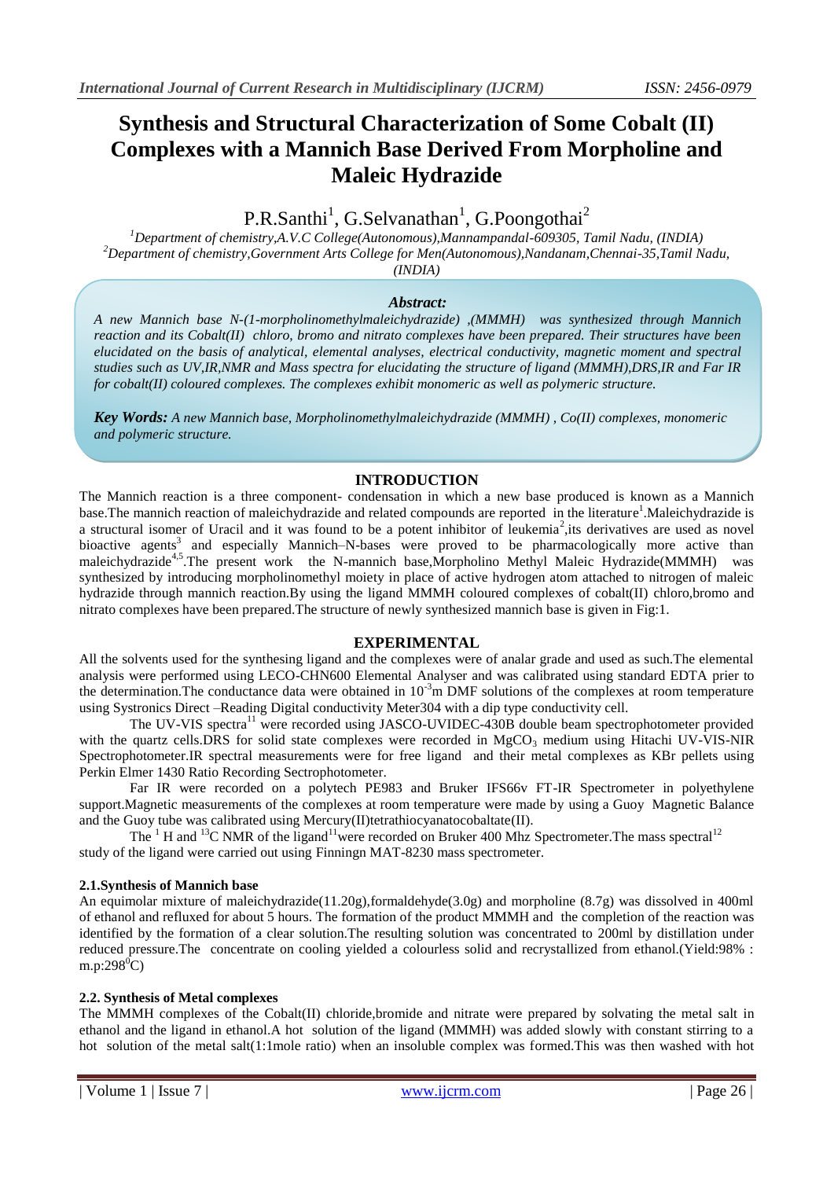# Synthesis and Structural Characterization of Some Cobalt (II) Complexes with a Mannich Base Derived From Morpholine and Maleic Hydrazide

P.R.Santhi[1], G.Selvanathan[1], G.Poongothai[2]

[1]Department of chemistry,A.V.C College(Autonomous),Mannampandal-609305, Tamil Nadu, (INDIA)
[2]Department of chemistry,Government Arts College for Men(Autonomous),Nandanam,Chennai-35,Tamil Nadu, (INDIA)

***Abstract:***

*A new Mannich base N-(1-morpholinomethylmaleichydrazide) ,(MMMH) was synthesized through Mannich reaction and its Cobalt(II) chloro, bromo and nitrato complexes have been prepared. Their structures have been elucidated on the basis of analytical, elemental analyses, electrical conductivity, magnetic moment and spectral studies such as UV,IR,NMR and Mass spectra for elucidating the structure of ligand (MMMH),DRS,IR and Far IR for cobalt(II) coloured complexes. The complexes exhibit monomeric as well as polymeric structure.*

***Key Words:*** *A new Mannich base, Morpholinomethylmaleichydrazide (MMMH) , Co(II) complexes, monomeric and polymeric structure.*

## INTRODUCTION

The Mannich reaction is a three component- condensation in which a new base produced is known as a Mannich base.The mannich reaction of maleichydrazide and related compounds are reported in the literature[1].Maleichydrazide is a structural isomer of Uracil and it was found to be a potent inhibitor of leukemia[2],its derivatives are used as novel bioactive agents[3] and especially Mannich–N-bases were proved to be pharmacologically more active than maleichydrazide[4,5].The present work the N-mannich base,Morpholino Methyl Maleic Hydrazide(MMMH) was synthesized by introducing morpholinomethyl moiety in place of active hydrogen atom attached to nitrogen of maleic hydrazide through mannich reaction.By using the ligand MMMH coloured complexes of cobalt(II) chloro,bromo and nitrato complexes have been prepared.The structure of newly synthesized mannich base is given in Fig:1.

## EXPERIMENTAL

All the solvents used for the synthesing ligand and the complexes were of analar grade and used as such.The elemental analysis were performed using LECO-CHN600 Elemental Analyser and was calibrated using standard EDTA prier to the determination.The conductance data were obtained in $10^{-3}$m DMF solutions of the complexes at room temperature using Systronics Direct –Reading Digital conductivity Meter304 with a dip type conductivity cell.

The UV-VIS spectra[11] were recorded using JASCO-UVIDEC-430B double beam spectrophotometer provided with the quartz cells.DRS for solid state complexes were recorded in $MgCO_3$ medium using Hitachi UV-VIS-NIR Spectrophotometer.IR spectral measurements were for free ligand and their metal complexes as KBr pellets using Perkin Elmer 1430 Ratio Recording Sectrophotometer.

Far IR were recorded on a polytech PE983 and Bruker IFS66v FT-IR Spectrometer in polyethylene support.Magnetic measurements of the complexes at room temperature were made by using a Guoy Magnetic Balance and the Guoy tube was calibrated using Mercury(II)tetrathiocyanatocobaltate(II).

The $^{1}$H and $^{13}$C NMR of the ligand[11]were recorded on Bruker 400 Mhz Spectrometer.The mass spectral[12] study of the ligand were carried out using Finningn MAT-8230 mass spectrometer.

### 2.1.Synthesis of Mannich base

An equimolar mixture of maleichydrazide(11.20g),formaldehyde(3.0g) and morpholine (8.7g) was dissolved in 400ml of ethanol and refluxed for about 5 hours. The formation of the product MMMH and the completion of the reaction was identified by the formation of a clear solution.The resulting solution was concentrated to 200ml by distillation under reduced pressure.The concentrate on cooling yielded a colourless solid and recrystallized from ethanol.(Yield:98% : m.p:298$^{0}$C)

### 2.2. Synthesis of Metal complexes

The MMMH complexes of the Cobalt(II) chloride,bromide and nitrate were prepared by solvating the metal salt in ethanol and the ligand in ethanol.A hot solution of the ligand (MMMH) was added slowly with constant stirring to a hot solution of the metal salt(1:1mole ratio) when an insoluble complex was formed.This was then washed with hot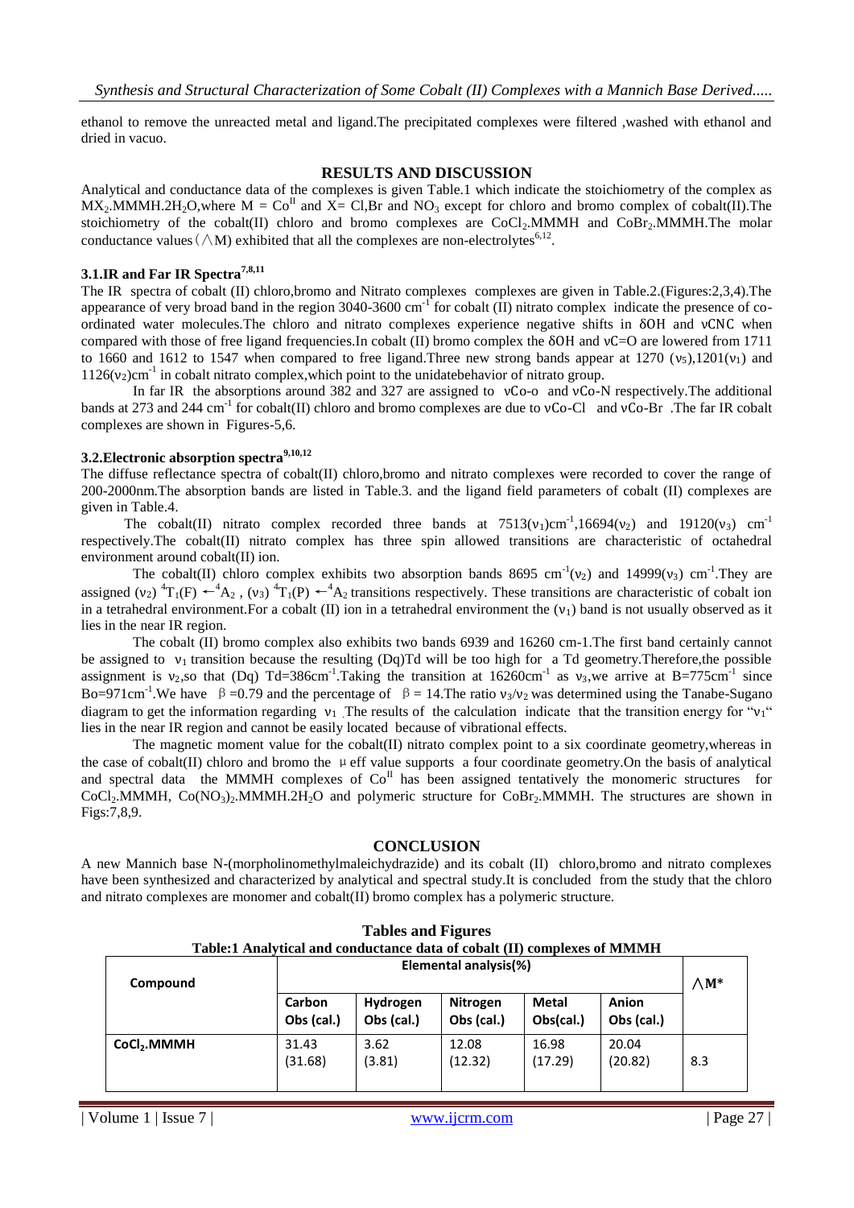ethanol to remove the unreacted metal and ligand.The precipitated complexes were filtered ,washed with ethanol and dried in vacuo.

## RESULTS AND DISCUSSION

Analytical and conductance data of the complexes is given Table.1 which indicate the stoichiometry of the complex as $MX_2$.MMMH.$2H_2O$,where M = $Co^{II}$ and X= Cl,Br and $NO_3$ except for chloro and bromo complex of cobalt(II).The stoichiometry of the cobalt(II) chloro and bromo complexes are $CoCl_2$.MMMH and $CoBr_2$.MMMH.The molar conductance values（∧M) exhibited that all the complexes are non-electrolytes[6,12].

### 3.1.IR and Far IR Spectra[7,8,11]

The IR spectra of cobalt (II) chloro,bromo and Nitrato complexes complexes are given in Table.2.(Figures:2,3,4).The appearance of very broad band in the region 3040-3600 $cm^{-1}$ for cobalt (II) nitrato complex indicate the presence of co-ordinated water molecules.The chloro and nitrato complexes experience negative shifts in δOH and νCNC when compared with those of free ligand frequencies.In cobalt (II) bromo complex the δOH and νC=O are lowered from 1711 to 1660 and 1612 to 1547 when compared to free ligand.Three new strong bands appear at 1270 ($\nu_5$),1201($\nu_1$) and 1126($\nu_2$)$cm^{-1}$ in cobalt nitrato complex,which point to the unidatebehavior of nitrato group.

In far IR the absorptions around 382 and 327 are assigned to νCo-o and νCo-N respectively.The additional bands at 273 and 244 $cm^{-1}$ for cobalt(II) chloro and bromo complexes are due to νCo-Cl and νCo-Br .The far IR cobalt complexes are shown in Figures-5,6.

### 3.2.Electronic absorption spectra[9,10,12]

The diffuse reflectance spectra of cobalt(II) chloro,bromo and nitrato complexes were recorded to cover the range of 200-2000nm.The absorption bands are listed in Table.3. and the ligand field parameters of cobalt (II) complexes are given in Table.4.

The cobalt(II) nitrato complex recorded three bands at 7513($\nu_1$)$cm^{-1}$,16694($\nu_2$) and 19120($\nu_3$) $cm^{-1}$ respectively.The cobalt(II) nitrato complex has three spin allowed transitions are characteristic of octahedral environment around cobalt(II) ion.

The cobalt(II) chloro complex exhibits two absorption bands 8695 $cm^{-1}$($\nu_2$) and 14999($\nu_3$) $cm^{-1}$.They are assigned ($\nu_2$) $^4T_1(F) \leftarrow {^4A_2}$ , ($\nu_3$) $^4T_1(P) \leftarrow {^4A_2}$ transitions respectively. These transitions are characteristic of cobalt ion in a tetrahedral environment.For a cobalt (II) ion in a tetrahedral environment the ($\nu_1$) band is not usually observed as it lies in the near IR region.

The cobalt (II) bromo complex also exhibits two bands 6939 and 16260 cm-1.The first band certainly cannot be assigned to $\nu_1$ transition because the resulting (Dq)Td will be too high for a Td geometry.Therefore,the possible assignment is $\nu_2$,so that (Dq) Td=386$cm^{-1}$.Taking the transition at 16260$cm^{-1}$ as $\nu_3$,we arrive at B=775$cm^{-1}$ since Bo=971$cm^{-1}$.We have β =0.79 and the percentage of β = 14.The ratio $\nu_3/\nu_2$ was determined using the Tanabe-Sugano diagram to get the information regarding $\nu_1$ .The results of the calculation indicate that the transition energy for "$\nu_1$" lies in the near IR region and cannot be easily located because of vibrational effects.

The magnetic moment value for the cobalt(II) nitrato complex point to a six coordinate geometry,whereas in the case of cobalt(II) chloro and bromo the μ eff value supports a four coordinate geometry.On the basis of analytical and spectral data the MMMH complexes of $Co^{II}$ has been assigned tentatively the monomeric structures for $CoCl_2$.MMMH, $Co(NO_3)_2$.MMMH.$2H_2O$ and polymeric structure for $CoBr_2$.MMMH. The structures are shown in Figs:7,8,9.

## CONCLUSION

A new Mannich base N-(morpholinomethylmaleichydrazide) and its cobalt (II) chloro,bromo and nitrato complexes have been synthesized and characterized by analytical and spectral study.It is concluded from the study that the chloro and nitrato complexes are monomer and cobalt(II) bromo complex has a polymeric structure.

## Tables and Figures

**Table:1 Analytical and conductance data of cobalt (II) complexes of MMMH**

| Compound | Elemental analysis(%) | | | | | ∧M* |
|---|---|---|---|---|---|---|
| | Carbon Obs (cal.) | Hydrogen Obs (cal.) | Nitrogen Obs (cal.) | Metal Obs(cal.) | Anion Obs (cal.) | |
| **$CoCl_2$.MMMH** | 31.43 (31.68) | 3.62 (3.81) | 12.08 (12.32) | 16.98 (17.29) | 20.04 (20.82) | 8.3 |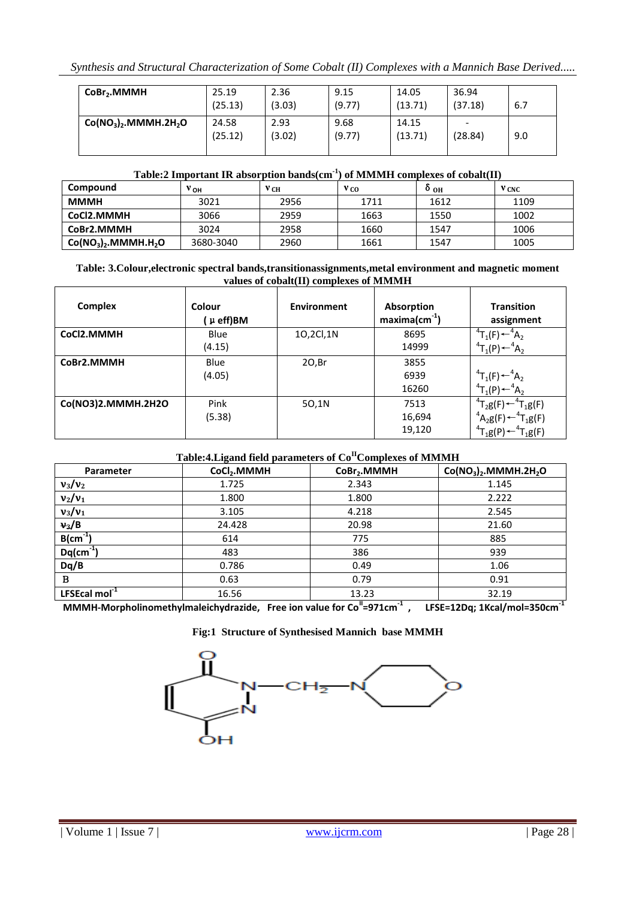| $CoBr_2$.MMMH | 25.19 (25.13) | 2.36 (3.03) | 9.15 (9.77) | 14.05 (13.71) | 36.94 (37.18) | 6.7 |
|---|---|---|---|---|---|---|
| $Co(NO_3)_2$.MMMH.$2H_2O$ | 24.58 (25.12) | 2.93 (3.02) | 9.68 (9.77) | 14.15 (13.71) | - (28.84) | 9.0 |

**Table:2 Important IR absorption bands($cm^{-1}$) of MMMH complexes of cobalt(II)**

| Compound | $\nu_{OH}$ | $\nu_{CH}$ | $\nu_{CO}$ | $\delta_{OH}$ | $\nu_{CNC}$ |
|---|---|---|---|---|---|
| MMMH | 3021 | 2956 | 1711 | 1612 | 1109 |
| CoCl2.MMMH | 3066 | 2959 | 1663 | 1550 | 1002 |
| CoBr2.MMMH | 3024 | 2958 | 1660 | 1547 | 1006 |
| $Co(NO_3)_2$.MMMH.$H_2O$ | 3680-3040 | 2960 | 1661 | 1547 | 1005 |

**Table: 3.Colour,electronic spectral bands,transitionassignments,metal environment and magnetic moment values of cobalt(II) complexes of MMMH**

| Complex | Colour ( μ eff)BM | Environment | Absorption maxima($cm^{-1}$) | Transition assignment |
|---|---|---|---|---|
| CoCl2.MMMH | Blue (4.15) | 1O,2Cl,1N | 8695<br>14999 | $^4T_1(F) \leftarrow {}^4A_2$<br>$^4T_1(P) \leftarrow {}^4A_2$ |
| CoBr2.MMMH | Blue (4.05) | 2O,Br | 3855<br>6939<br>16260 | <br>$^4T_1(F) \leftarrow {}^4A_2$<br>$^4T_1(P) \leftarrow {}^4A_2$ |
| Co(NO3)2.MMMH.2H2O | Pink (5.38) | 5O,1N | 7513<br>16,694<br>19,120 | $^4T_2g(F) \leftarrow {}^4T_1g(F)$<br>$^4A_2g(F) \leftarrow {}^4T_1g(F)$<br>$^4T_1g(P) \leftarrow {}^4T_1g(F)$ |

**Table:4.Ligand field parameters of $Co^{II}$Complexes of MMMH**

| Parameter | $CoCl_2$.MMMH | $CoBr_2$.MMMH | $Co(NO_3)_2$.MMMH.$2H_2O$ |
|---|---|---|---|
| $\nu_3/\nu_2$ | 1.725 | 2.343 | 1.145 |
| $\nu_2/\nu_1$ | 1.800 | 1.800 | 2.222 |
| $\nu_3/\nu_1$ | 3.105 | 4.218 | 2.545 |
| $\nu_3$/B | 24.428 | 20.98 | 21.60 |
| B($cm^{-1}$) | 614 | 775 | 885 |
| Dq($cm^{-1}$) | 483 | 386 | 939 |
| Dq/B | 0.786 | 0.49 | 1.06 |
| Β | 0.63 | 0.79 | 0.91 |
| LFSEcal $mol^{-1}$ | 16.56 | 13.23 | 32.19 |

**MMMH-Morpholinomethylmaleichydrazide, Free ion value for $Co^{II}$=971$cm^{-1}$ , LFSE=12Dq; 1Kcal/mol=350$cm^{-1}$**

**Fig:1 Structure of Synthesised Mannich base MMMH**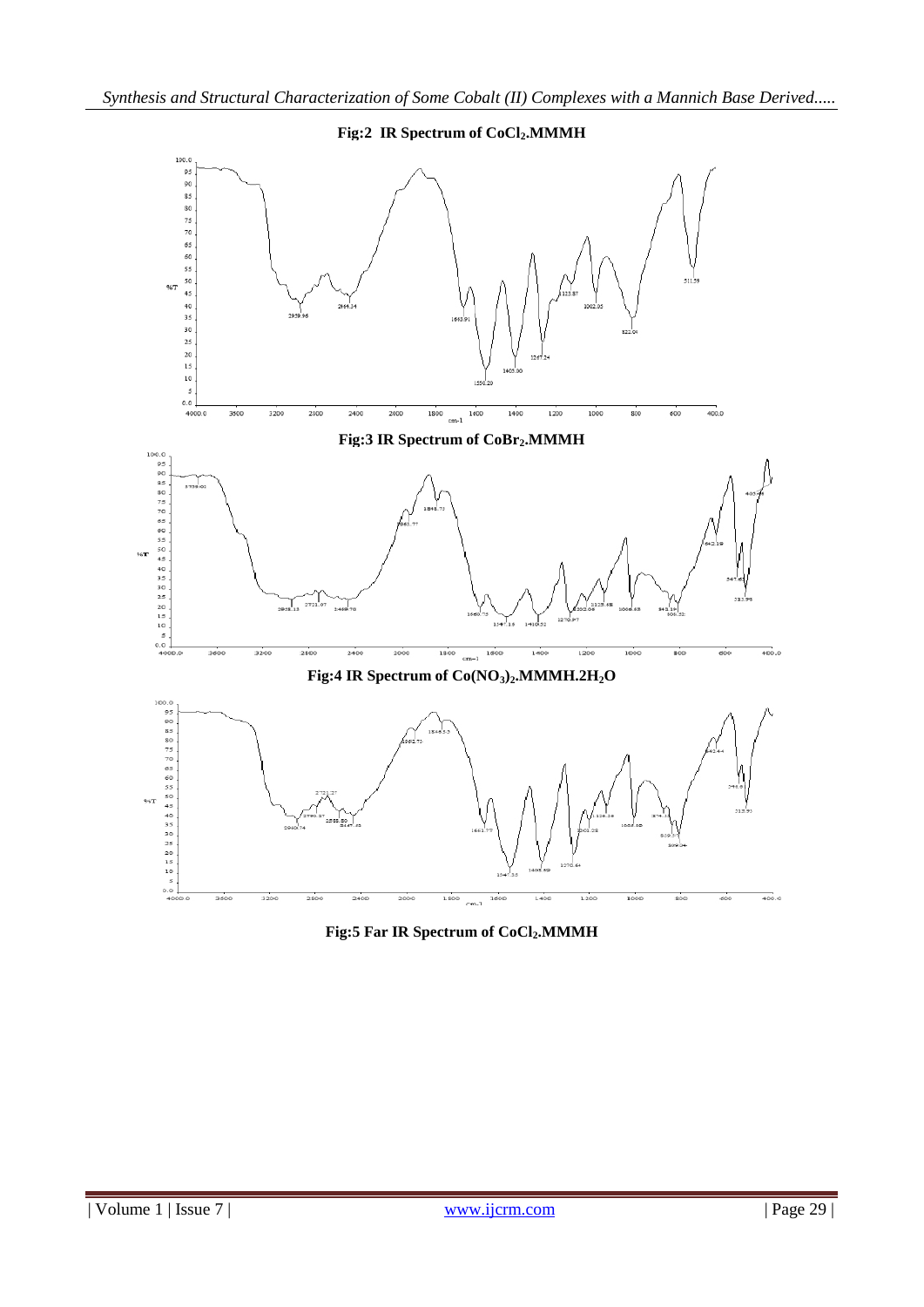**Fig:2 IR Spectrum of $CoCl_2$.MMMH**

**Fig:3 IR Spectrum of $CoBr_2$.MMMH**

**Fig:4 IR Spectrum of $Co(NO_3)_2$.MMMH.$2H_2O$**

**Fig:5 Far IR Spectrum of $CoCl_2$.MMMH**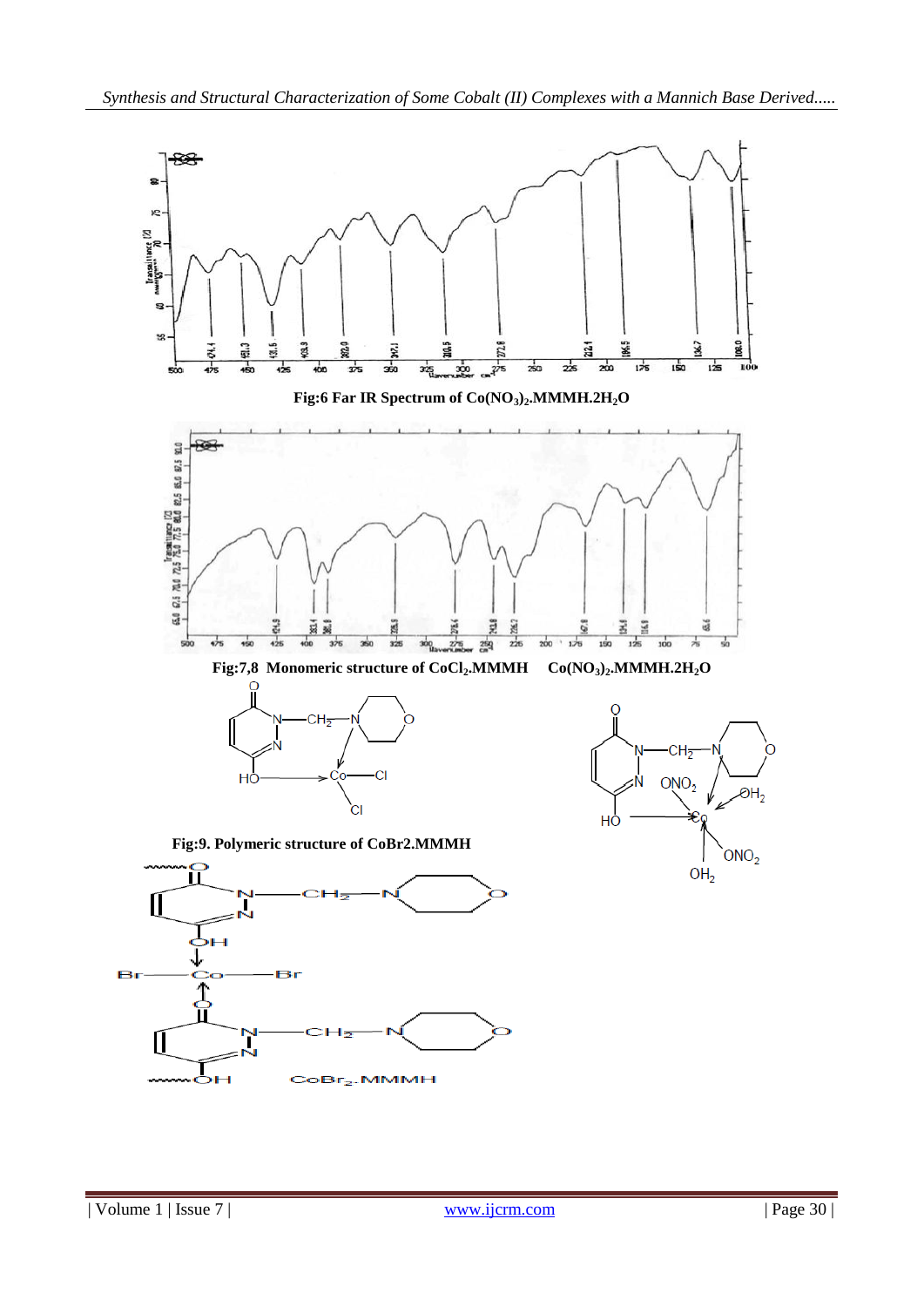Fig:6 Far IR Spectrum of $Co(NO_3)_2$.MMMH.$2H_2O$

Fig:7,8 Monomeric structure of $CoCl_2$.MMMH $Co(NO_3)_2$.MMMH.$2H_2O$

Fig:9. Polymeric structure of CoBr2.MMMH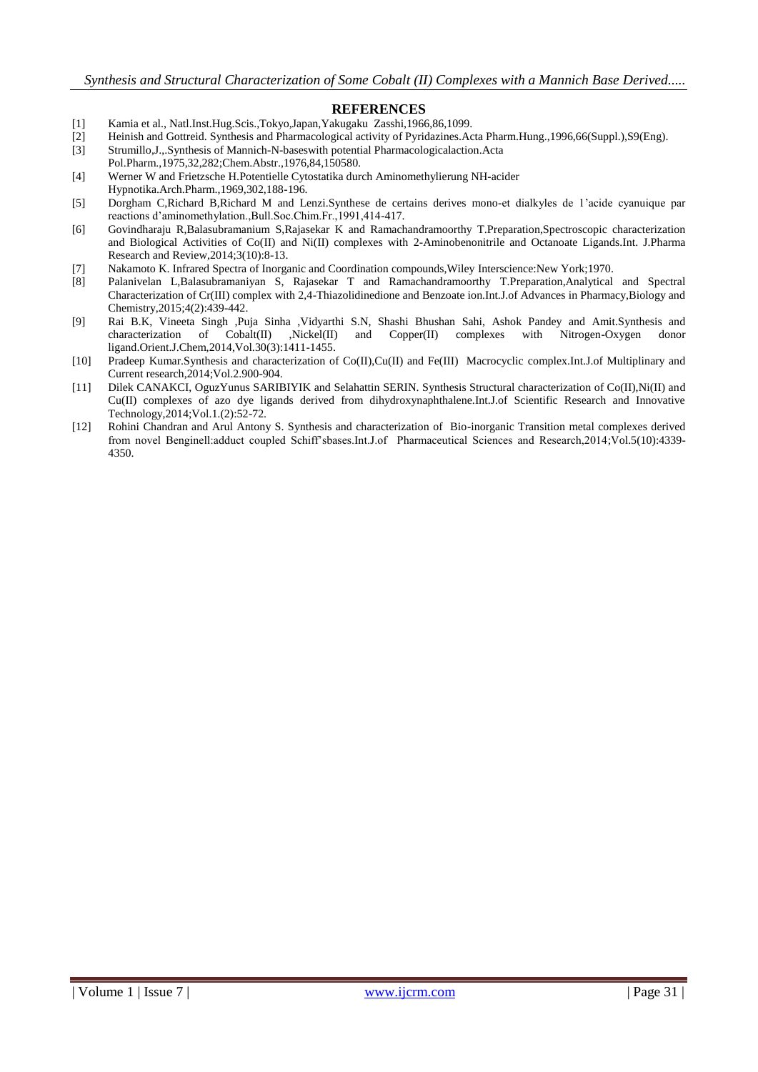## REFERENCES

[1] Kamia et al., Natl.Inst.Hug.Scis.,Tokyo,Japan,Yakugaku Zasshi,1966,86,1099.

[2] Heinish and Gottreid. Synthesis and Pharmacological activity of Pyridazines.Acta Pharm.Hung.,1996,66(Suppl.),S9(Eng).

[3] Strumillo,J.,.Synthesis of Mannich-N-baseswith potential Pharmacologicalaction.Acta Pol.Pharm.,1975,32,282;Chem.Abstr.,1976,84,150580.

[4] Werner W and Frietzsche H.Potentielle Cytostatika durch Aminomethylierung NH-acider Hypnotika.Arch.Pharm.,1969,302,188-196.

[5] Dorgham C,Richard B,Richard M and Lenzi.Synthese de certains derives mono-et dialkyles de 1'acide cyanuique par reactions d'aminomethylation.,Bull.Soc.Chim.Fr.,1991,414-417.

[6] Govindharaju R,Balasubramanium S,Rajasekar K and Ramachandramoorthy T.Preparation,Spectroscopic characterization and Biological Activities of Co(II) and Ni(II) complexes with 2-Aminobenonitrile and Octanoate Ligands.Int. J.Pharma Research and Review,2014;3(10):8-13.

[7] Nakamoto K. Infrared Spectra of Inorganic and Coordination compounds,Wiley Interscience:New York;1970.

[8] Palanivelan L,Balasubramaniyan S, Rajasekar T and Ramachandramoorthy T.Preparation,Analytical and Spectral Characterization of Cr(III) complex with 2,4-Thiazolidinedione and Benzoate ion.Int.J.of Advances in Pharmacy,Biology and Chemistry,2015;4(2):439-442.

[9] Rai B.K, Vineeta Singh ,Puja Sinha ,Vidyarthi S.N, Shashi Bhushan Sahi, Ashok Pandey and Amit.Synthesis and characterization of Cobalt(II) ,Nickel(II) and Copper(II) complexes with Nitrogen-Oxygen donor ligand.Orient.J.Chem,2014,Vol.30(3):1411-1455.

[10] Pradeep Kumar.Synthesis and characterization of Co(II),Cu(II) and Fe(III) Macrocyclic complex.Int.J.of Multiplinary and Current research,2014;Vol.2.900-904.

[11] Dilek CANAKCI, OguzYunus SARIBIYIK and Selahattin SERIN. Synthesis Structural characterization of Co(II),Ni(II) and Cu(II) complexes of azo dye ligands derived from dihydroxynaphthalene.Int.J.of Scientific Research and Innovative Technology,2014;Vol.1.(2):52-72.

[12] Rohini Chandran and Arul Antony S. Synthesis and characterization of Bio-inorganic Transition metal complexes derived from novel Benginell:adduct coupled Schiff'sbases.Int.J.of Pharmaceutical Sciences and Research,2014;Vol.5(10):4339-4350.